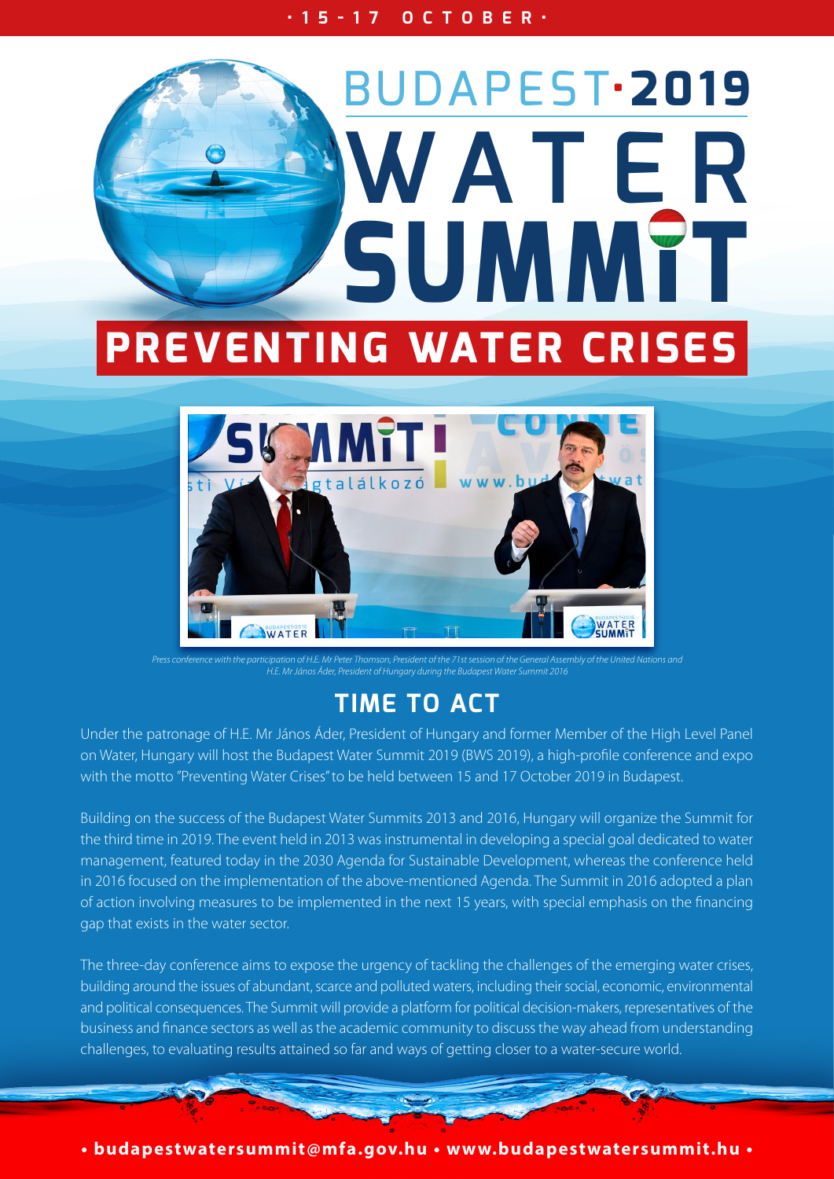· 15 - 17 OCTOBER ·

# BUDAPEST·2019 WATER SUMMIT

## PREVENTING WATER CRISES

*Press conference with the participation of H.E. Mr Peter Thomson, President of the 71st session of the General Assembly of the United Nations and H.E. Mr János Áder, President of Hungary during the Budapest Water Summit 2016*

## TIME TO ACT

Under the patronage of H.E. Mr János Áder, President of Hungary and former Member of the High Level Panel on Water, Hungary will host the Budapest Water Summit 2019 (BWS 2019), a high-profile conference and expo with the motto "Preventing Water Crises" to be held between 15 and 17 October 2019 in Budapest.

Building on the success of the Budapest Water Summits 2013 and 2016, Hungary will organize the Summit for the third time in 2019. The event held in 2013 was instrumental in developing a special goal dedicated to water management, featured today in the 2030 Agenda for Sustainable Development, whereas the conference held in 2016 focused on the implementation of the above-mentioned Agenda. The Summit in 2016 adopted a plan of action involving measures to be implemented in the next 15 years, with special emphasis on the financing gap that exists in the water sector.

The three-day conference aims to expose the urgency of tackling the challenges of the emerging water crises, building around the issues of abundant, scarce and polluted waters, including their social, economic, environmental and political consequences. The Summit will provide a platform for political decision-makers, representatives of the business and finance sectors as well as the academic community to discuss the way ahead from understanding challenges, to evaluating results attained so far and ways of getting closer to a water-secure world.

• budapestwatersummit@mfa.gov.hu • www.budapestwatersummit.hu •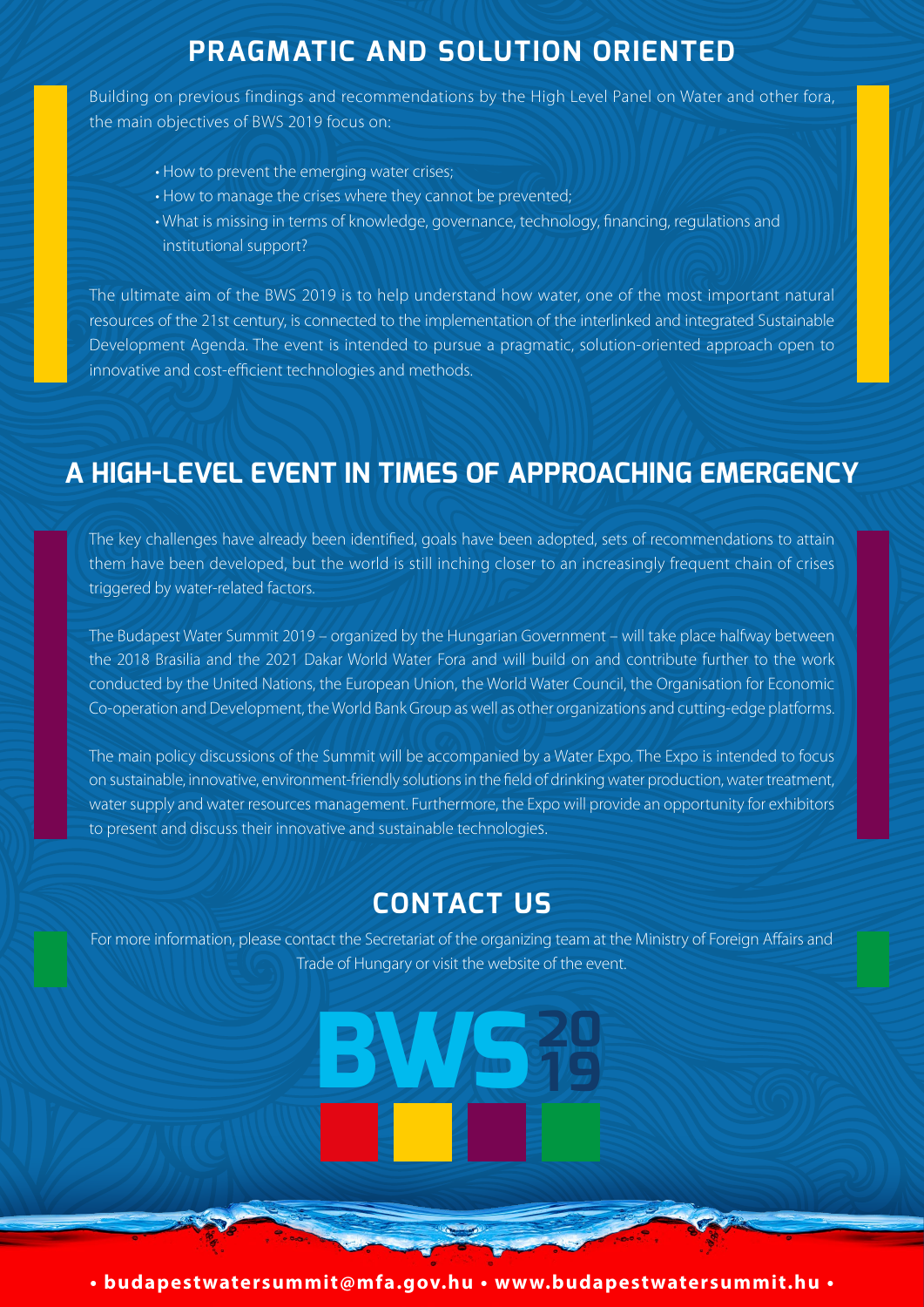## PRAGMATIC AND SOLUTION ORIENTED

Building on previous findings and recommendations by the High Level Panel on Water and other fora, the main objectives of BWS 2019 focus on:

- How to prevent the emerging water crises;
- How to manage the crises where they cannot be prevented;
- What is missing in terms of knowledge, governance, technology, financing, regulations and institutional support?

The ultimate aim of the BWS 2019 is to help understand how water, one of the most important natural resources of the 21st century, is connected to the implementation of the interlinked and integrated Sustainable Development Agenda. The event is intended to pursue a pragmatic, solution-oriented approach open to innovative and cost-efficient technologies and methods.

## A HIGH-LEVEL EVENT IN TIMES OF APPROACHING EMERGENCY

The key challenges have already been identified, goals have been adopted, sets of recommendations to attain them have been developed, but the world is still inching closer to an increasingly frequent chain of crises triggered by water-related factors.

The Budapest Water Summit 2019 – organized by the Hungarian Government – will take place halfway between the 2018 Brasilia and the 2021 Dakar World Water Fora and will build on and contribute further to the work conducted by the United Nations, the European Union, the World Water Council, the Organisation for Economic Co-operation and Development, the World Bank Group as well as other organizations and cutting-edge platforms.

The main policy discussions of the Summit will be accompanied by a Water Expo. The Expo is intended to focus on sustainable, innovative, environment-friendly solutions in the field of drinking water production, water treatment, water supply and water resources management. Furthermore, the Expo will provide an opportunity for exhibitors to present and discuss their innovative and sustainable technologies.

## CONTACT US

For more information, please contact the Secretariat of the organizing team at the Ministry of Foreign Affairs and Trade of Hungary or visit the website of the event.

BWS 2019

• budapestwatersummit@mfa.gov.hu • www.budapestwatersummit.hu •